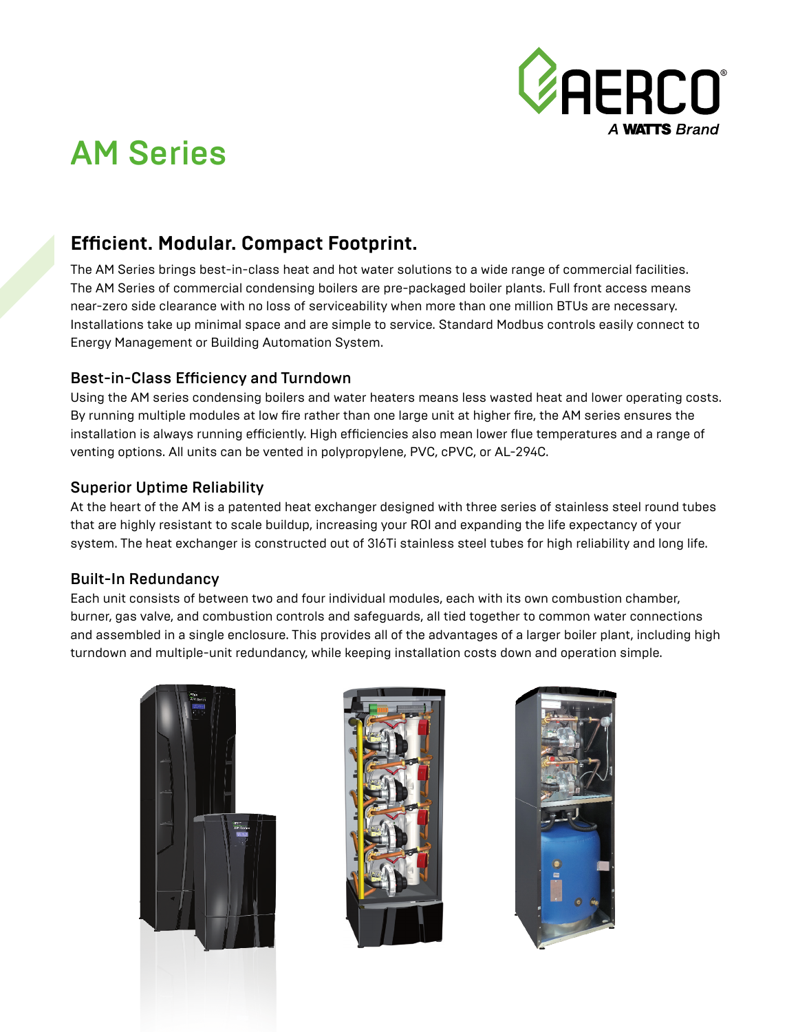# AM Series

## Efficient. Modular. Compact Footprint.

The AM Series brings best-in-class heat and hot water solutions to a wide range of commercial facilities. The AM Series of commercial condensing boilers are pre-packaged boiler plants. Full front access means near-zero side clearance with no loss of serviceability when more than one million BTUs are necessary. Installations take up minimal space and are simple to service. Standard Modbus controls easily connect to Energy Management or Building Automation System.

### Best-in-Class Efficiency and Turndown

Using the AM series condensing boilers and water heaters means less wasted heat and lower operating costs. By running multiple modules at low fire rather than one large unit at higher fire, the AM series ensures the installation is always running efficiently. High efficiencies also mean lower flue temperatures and a range of venting options. All units can be vented in polypropylene, PVC, cPVC, or AL-294C.

### Superior Uptime Reliability

At the heart of the AM is a patented heat exchanger designed with three series of stainless steel round tubes that are highly resistant to scale buildup, increasing your ROI and expanding the life expectancy of your system. The heat exchanger is constructed out of 316Ti stainless steel tubes for high reliability and long life.

### Built-In Redundancy

Each unit consists of between two and four individual modules, each with its own combustion chamber, burner, gas valve, and combustion controls and safeguards, all tied together to common water connections and assembled in a single enclosure. This provides all of the advantages of a larger boiler plant, including high turndown and multiple-unit redundancy, while keeping installation costs down and operation simple.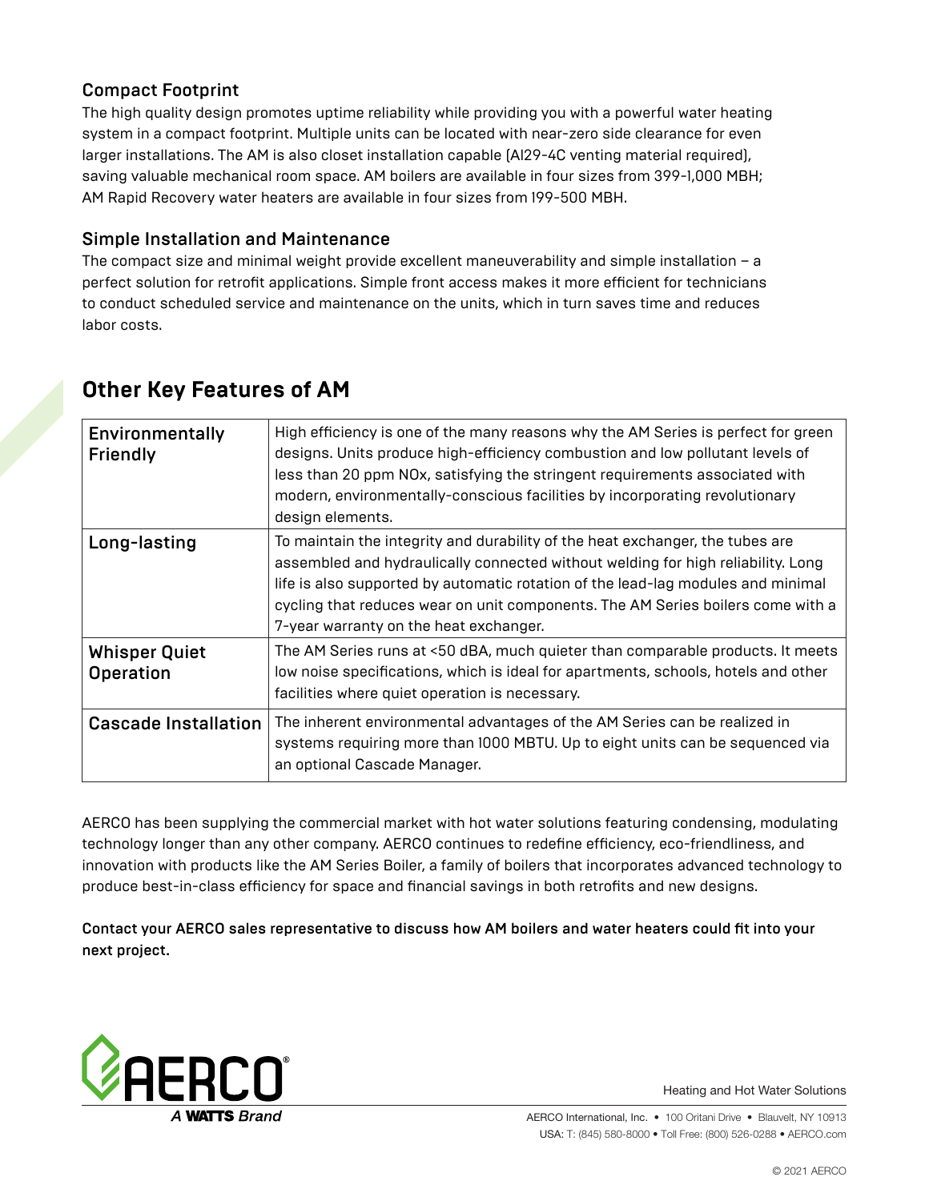### Compact Footprint

The high quality design promotes uptime reliability while providing you with a powerful water heating system in a compact footprint. Multiple units can be located with near-zero side clearance for even larger installations. The AM is also closet installation capable (AI29-4C venting material required), saving valuable mechanical room space. AM boilers are available in four sizes from 399-1,000 MBH; AM Rapid Recovery water heaters are available in four sizes from 199-500 MBH.

### Simple Installation and Maintenance

The compact size and minimal weight provide excellent maneuverability and simple installation – a perfect solution for retrofit applications. Simple front access makes it more efficient for technicians to conduct scheduled service and maintenance on the units, which in turn saves time and reduces labor costs.

## Other Key Features of AM

| | |
|---|---|
| **Environmentally Friendly** | High efficiency is one of the many reasons why the AM Series is perfect for green designs. Units produce high-efficiency combustion and low pollutant levels of less than 20 ppm NOx, satisfying the stringent requirements associated with modern, environmentally-conscious facilities by incorporating revolutionary design elements. |
| **Long-lasting** | To maintain the integrity and durability of the heat exchanger, the tubes are assembled and hydraulically connected without welding for high reliability. Long life is also supported by automatic rotation of the lead-lag modules and minimal cycling that reduces wear on unit components. The AM Series boilers come with a 7-year warranty on the heat exchanger. |
| **Whisper Quiet Operation** | The AM Series runs at <50 dBA, much quieter than comparable products. It meets low noise specifications, which is ideal for apartments, schools, hotels and other facilities where quiet operation is necessary. |
| **Cascade Installation** | The inherent environmental advantages of the AM Series can be realized in systems requiring more than 1000 MBTU. Up to eight units can be sequenced via an optional Cascade Manager. |

AERCO has been supplying the commercial market with hot water solutions featuring condensing, modulating technology longer than any other company. AERCO continues to redefine efficiency, eco-friendliness, and innovation with products like the AM Series Boiler, a family of boilers that incorporates advanced technology to produce best-in-class efficiency for space and financial savings in both retrofits and new designs.

**Contact your AERCO sales representative to discuss how AM boilers and water heaters could fit into your next project.**

AERCO®
A WATTS Brand

Heating and Hot Water Solutions

AERCO International, Inc. • 100 Oritani Drive • Blauvelt, NY 10913
USA: T: (845) 580-8000 • Toll Free: (800) 526-0288 • AERCO.com

© 2021 AERCO